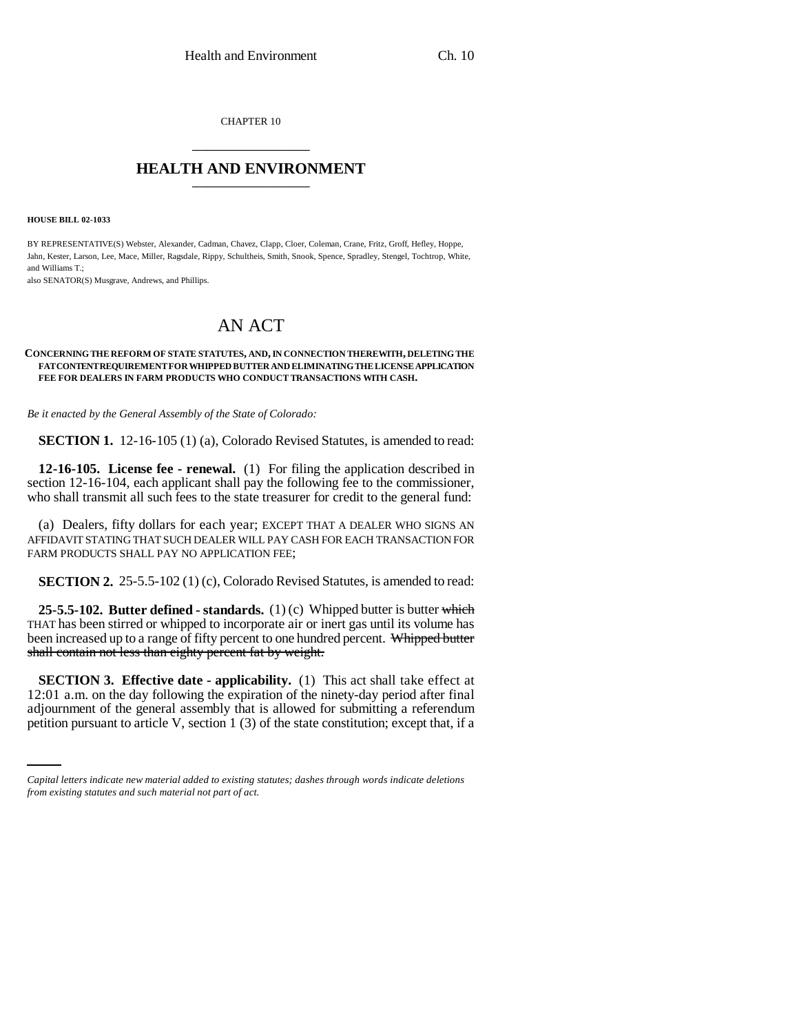CHAPTER 10

# HEALTH AND ENVIRONMENT

**HOUSE BILL 02-1033**

BY REPRESENTATIVE(S) Webster, Alexander, Cadman, Chavez, Clapp, Cloer, Coleman, Crane, Fritz, Groff, Hefley, Hoppe, Jahn, Kester, Larson, Lee, Mace, Miller, Ragsdale, Rippy, Schultheis, Smith, Snook, Spence, Spradley, Stengel, Tochtrop, White, and Williams T.;
also SENATOR(S) Musgrave, Andrews, and Phillips.

# AN ACT

**CONCERNING THE REFORM OF STATE STATUTES, AND, IN CONNECTION THEREWITH, DELETING THE FAT CONTENT REQUIREMENT FOR WHIPPED BUTTER AND ELIMINATING THE LICENSE APPLICATION FEE FOR DEALERS IN FARM PRODUCTS WHO CONDUCT TRANSACTIONS WITH CASH.**

*Be it enacted by the General Assembly of the State of Colorado:*

**SECTION 1.** 12-16-105 (1) (a), Colorado Revised Statutes, is amended to read:

**12-16-105. License fee - renewal.** (1) For filing the application described in section 12-16-104, each applicant shall pay the following fee to the commissioner, who shall transmit all such fees to the state treasurer for credit to the general fund:

(a) Dealers, fifty dollars for each year; EXCEPT THAT A DEALER WHO SIGNS AN AFFIDAVIT STATING THAT SUCH DEALER WILL PAY CASH FOR EACH TRANSACTION FOR FARM PRODUCTS SHALL PAY NO APPLICATION FEE;

**SECTION 2.** 25-5.5-102 (1) (c), Colorado Revised Statutes, is amended to read:

**25-5.5-102. Butter defined - standards.** (1) (c) Whipped butter is butter ~~which~~ THAT has been stirred or whipped to incorporate air or inert gas until its volume has been increased up to a range of fifty percent to one hundred percent. ~~Whipped butter shall contain not less than eighty percent fat by weight.~~

**SECTION 3. Effective date - applicability.** (1) This act shall take effect at 12:01 a.m. on the day following the expiration of the ninety-day period after final adjournment of the general assembly that is allowed for submitting a referendum petition pursuant to article V, section 1 (3) of the state constitution; except that, if a

*Capital letters indicate new material added to existing statutes; dashes through words indicate deletions from existing statutes and such material not part of act.*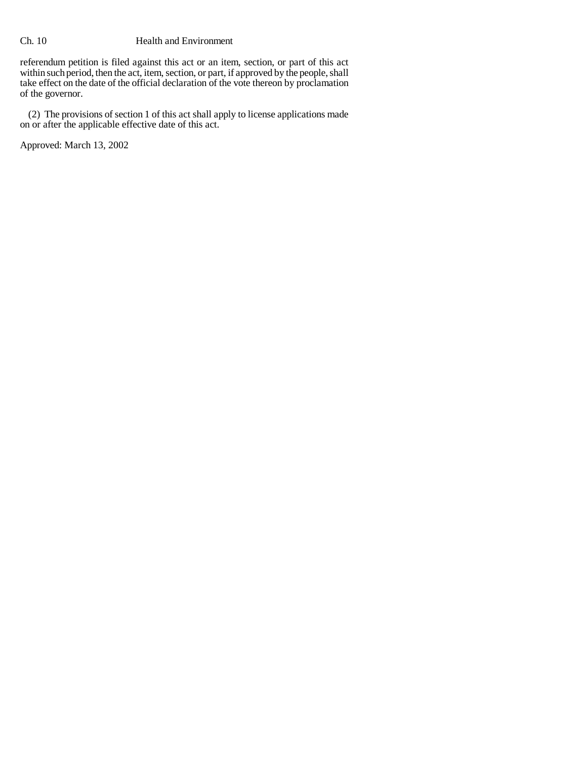referendum petition is filed against this act or an item, section, or part of this act within such period, then the act, item, section, or part, if approved by the people, shall take effect on the date of the official declaration of the vote thereon by proclamation of the governor.

(2) The provisions of section 1 of this act shall apply to license applications made on or after the applicable effective date of this act.

Approved: March 13, 2002